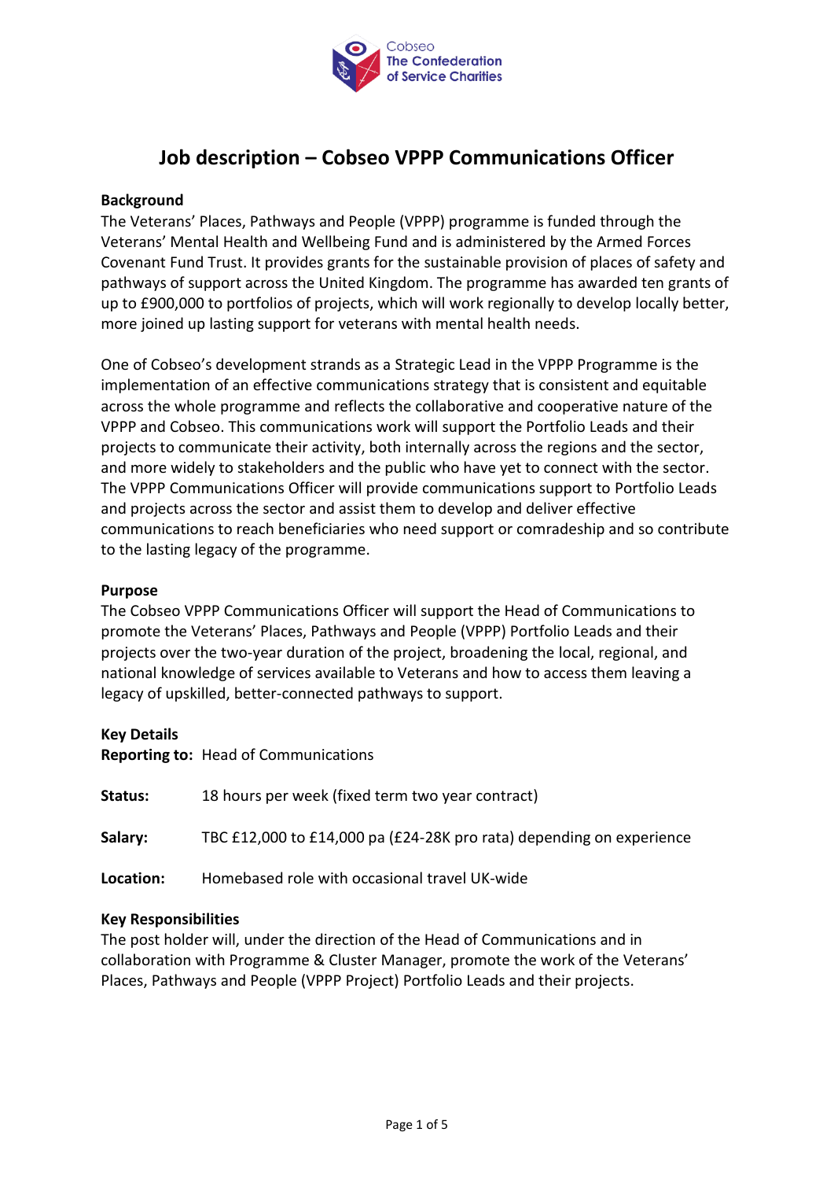Cobseo
The Confederation of Service Charities

# Job description – Cobseo VPPP Communications Officer

**Background**

The Veterans' Places, Pathways and People (VPPP) programme is funded through the Veterans' Mental Health and Wellbeing Fund and is administered by the Armed Forces Covenant Fund Trust. It provides grants for the sustainable provision of places of safety and pathways of support across the United Kingdom. The programme has awarded ten grants of up to £900,000 to portfolios of projects, which will work regionally to develop locally better, more joined up lasting support for veterans with mental health needs.

One of Cobseo's development strands as a Strategic Lead in the VPPP Programme is the implementation of an effective communications strategy that is consistent and equitable across the whole programme and reflects the collaborative and cooperative nature of the VPPP and Cobseo. This communications work will support the Portfolio Leads and their projects to communicate their activity, both internally across the regions and the sector, and more widely to stakeholders and the public who have yet to connect with the sector. The VPPP Communications Officer will provide communications support to Portfolio Leads and projects across the sector and assist them to develop and deliver effective communications to reach beneficiaries who need support or comradeship and so contribute to the lasting legacy of the programme.

**Purpose**

The Cobseo VPPP Communications Officer will support the Head of Communications to promote the Veterans' Places, Pathways and People (VPPP) Portfolio Leads and their projects over the two-year duration of the project, broadening the local, regional, and national knowledge of services available to Veterans and how to access them leaving a legacy of upskilled, better-connected pathways to support.

**Key Details**

**Reporting to:** Head of Communications

**Status:** 18 hours per week (fixed term two year contract)

**Salary:** TBC £12,000 to £14,000 pa (£24-28K pro rata) depending on experience

**Location:** Homebased role with occasional travel UK-wide

**Key Responsibilities**

The post holder will, under the direction of the Head of Communications and in collaboration with Programme & Cluster Manager, promote the work of the Veterans' Places, Pathways and People (VPPP Project) Portfolio Leads and their projects.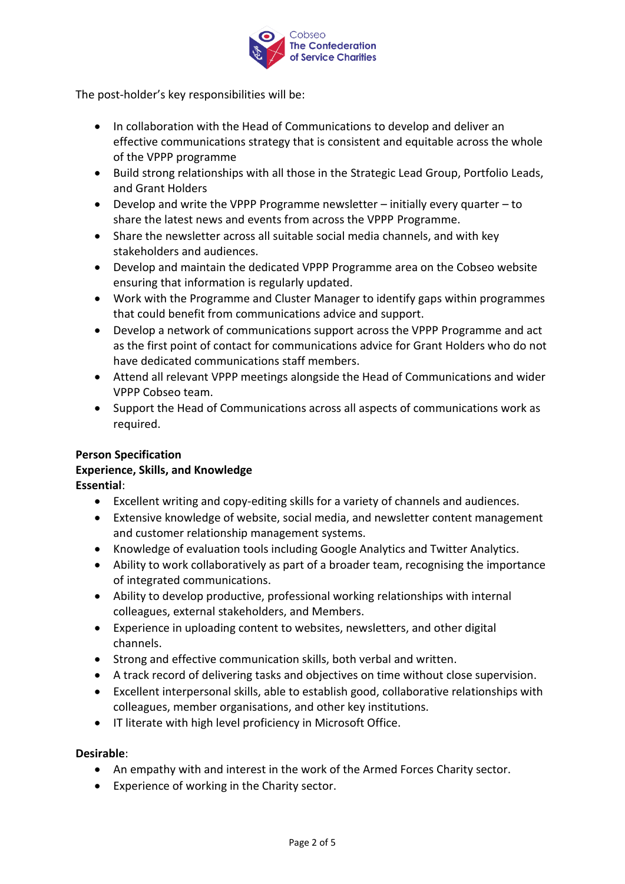The post-holder's key responsibilities will be:

- In collaboration with the Head of Communications to develop and deliver an effective communications strategy that is consistent and equitable across the whole of the VPPP programme
- Build strong relationships with all those in the Strategic Lead Group, Portfolio Leads, and Grant Holders
- Develop and write the VPPP Programme newsletter – initially every quarter – to share the latest news and events from across the VPPP Programme.
- Share the newsletter across all suitable social media channels, and with key stakeholders and audiences.
- Develop and maintain the dedicated VPPP Programme area on the Cobseo website ensuring that information is regularly updated.
- Work with the Programme and Cluster Manager to identify gaps within programmes that could benefit from communications advice and support.
- Develop a network of communications support across the VPPP Programme and act as the first point of contact for communications advice for Grant Holders who do not have dedicated communications staff members.
- Attend all relevant VPPP meetings alongside the Head of Communications and wider VPPP Cobseo team.
- Support the Head of Communications across all aspects of communications work as required.

**Person Specification**
**Experience, Skills, and Knowledge**
**Essential**:

- Excellent writing and copy-editing skills for a variety of channels and audiences.
- Extensive knowledge of website, social media, and newsletter content management and customer relationship management systems.
- Knowledge of evaluation tools including Google Analytics and Twitter Analytics.
- Ability to work collaboratively as part of a broader team, recognising the importance of integrated communications.
- Ability to develop productive, professional working relationships with internal colleagues, external stakeholders, and Members.
- Experience in uploading content to websites, newsletters, and other digital channels.
- Strong and effective communication skills, both verbal and written.
- A track record of delivering tasks and objectives on time without close supervision.
- Excellent interpersonal skills, able to establish good, collaborative relationships with colleagues, member organisations, and other key institutions.
- IT literate with high level proficiency in Microsoft Office.

**Desirable**:

- An empathy with and interest in the work of the Armed Forces Charity sector.
- Experience of working in the Charity sector.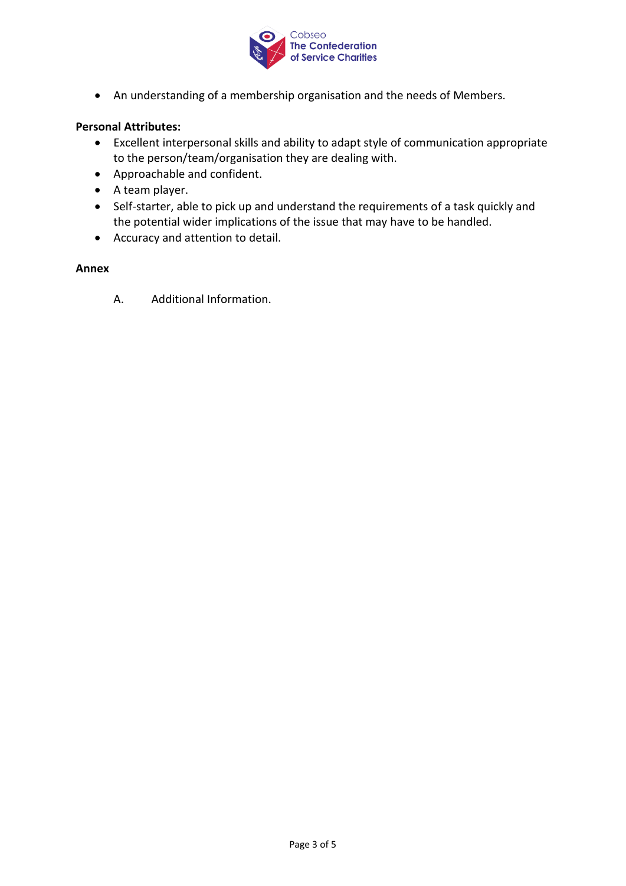- An understanding of a membership organisation and the needs of Members.

**Personal Attributes:**

- Excellent interpersonal skills and ability to adapt style of communication appropriate to the person/team/organisation they are dealing with.
- Approachable and confident.
- A team player.
- Self-starter, able to pick up and understand the requirements of a task quickly and the potential wider implications of the issue that may have to be handled.
- Accuracy and attention to detail.

**Annex**

A. Additional Information.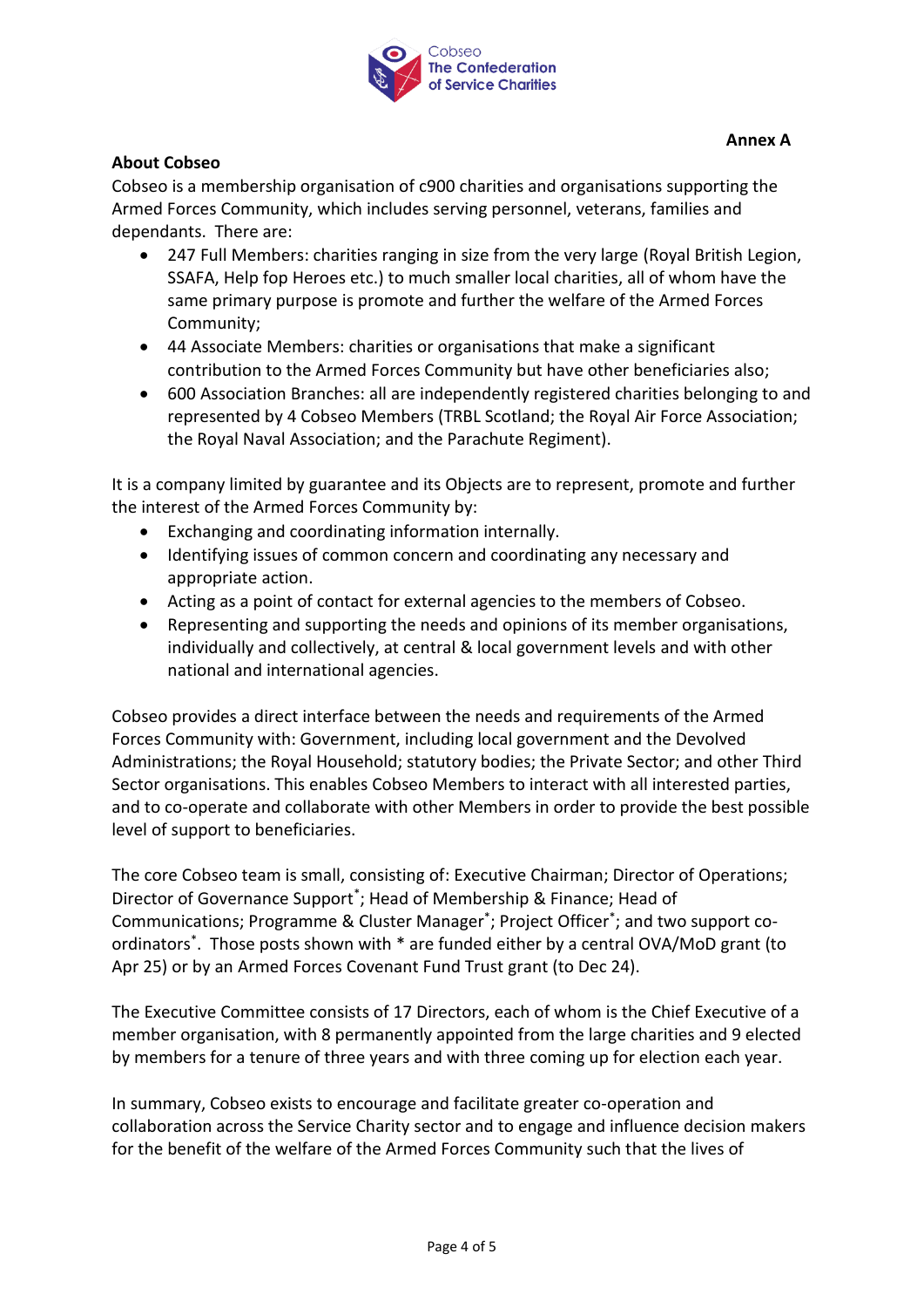Cobseo
The Confederation
of Service Charities

**Annex A**

**About Cobseo**

Cobseo is a membership organisation of c900 charities and organisations supporting the Armed Forces Community, which includes serving personnel, veterans, families and dependants. There are:

- 247 Full Members: charities ranging in size from the very large (Royal British Legion, SSAFA, Help fop Heroes etc.) to much smaller local charities, all of whom have the same primary purpose is promote and further the welfare of the Armed Forces Community;
- 44 Associate Members: charities or organisations that make a significant contribution to the Armed Forces Community but have other beneficiaries also;
- 600 Association Branches: all are independently registered charities belonging to and represented by 4 Cobseo Members (TRBL Scotland; the Royal Air Force Association; the Royal Naval Association; and the Parachute Regiment).

It is a company limited by guarantee and its Objects are to represent, promote and further the interest of the Armed Forces Community by:

- Exchanging and coordinating information internally.
- Identifying issues of common concern and coordinating any necessary and appropriate action.
- Acting as a point of contact for external agencies to the members of Cobseo.
- Representing and supporting the needs and opinions of its member organisations, individually and collectively, at central & local government levels and with other national and international agencies.

Cobseo provides a direct interface between the needs and requirements of the Armed Forces Community with: Government, including local government and the Devolved Administrations; the Royal Household; statutory bodies; the Private Sector; and other Third Sector organisations. This enables Cobseo Members to interact with all interested parties, and to co-operate and collaborate with other Members in order to provide the best possible level of support to beneficiaries.

The core Cobseo team is small, consisting of: Executive Chairman; Director of Operations; Director of Governance Support*; Head of Membership & Finance; Head of Communications; Programme & Cluster Manager*; Project Officer*; and two support co-ordinators*. Those posts shown with * are funded either by a central OVA/MoD grant (to Apr 25) or by an Armed Forces Covenant Fund Trust grant (to Dec 24).

The Executive Committee consists of 17 Directors, each of whom is the Chief Executive of a member organisation, with 8 permanently appointed from the large charities and 9 elected by members for a tenure of three years and with three coming up for election each year.

In summary, Cobseo exists to encourage and facilitate greater co-operation and collaboration across the Service Charity sector and to engage and influence decision makers for the benefit of the welfare of the Armed Forces Community such that the lives of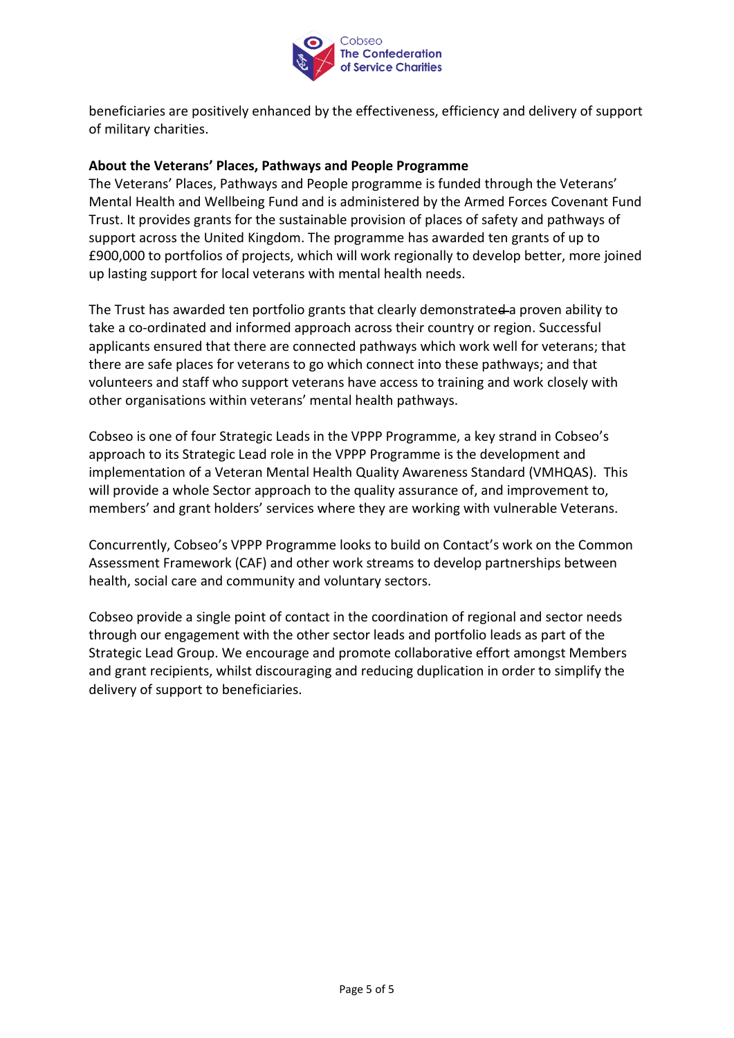beneficiaries are positively enhanced by the effectiveness, efficiency and delivery of support of military charities.

**About the Veterans' Places, Pathways and People Programme**

The Veterans' Places, Pathways and People programme is funded through the Veterans' Mental Health and Wellbeing Fund and is administered by the Armed Forces Covenant Fund Trust. It provides grants for the sustainable provision of places of safety and pathways of support across the United Kingdom. The programme has awarded ten grants of up to £900,000 to portfolios of projects, which will work regionally to develop better, more joined up lasting support for local veterans with mental health needs.

The Trust has awarded ten portfolio grants that clearly demonstrated a proven ability to take a co-ordinated and informed approach across their country or region. Successful applicants ensured that there are connected pathways which work well for veterans; that there are safe places for veterans to go which connect into these pathways; and that volunteers and staff who support veterans have access to training and work closely with other organisations within veterans' mental health pathways.

Cobseo is one of four Strategic Leads in the VPPP Programme, a key strand in Cobseo's approach to its Strategic Lead role in the VPPP Programme is the development and implementation of a Veteran Mental Health Quality Awareness Standard (VMHQAS). This will provide a whole Sector approach to the quality assurance of, and improvement to, members' and grant holders' services where they are working with vulnerable Veterans.

Concurrently, Cobseo's VPPP Programme looks to build on Contact's work on the Common Assessment Framework (CAF) and other work streams to develop partnerships between health, social care and community and voluntary sectors.

Cobseo provide a single point of contact in the coordination of regional and sector needs through our engagement with the other sector leads and portfolio leads as part of the Strategic Lead Group. We encourage and promote collaborative effort amongst Members and grant recipients, whilst discouraging and reducing duplication in order to simplify the delivery of support to beneficiaries.